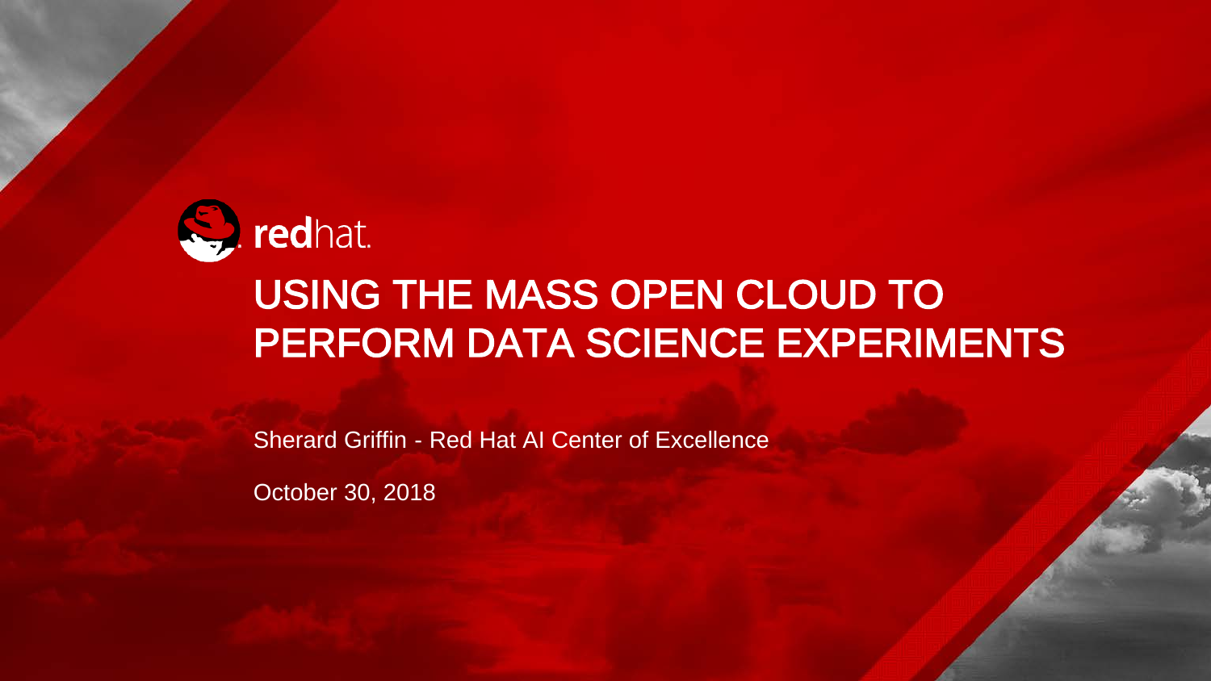redhat.

# USING THE MASS OPEN CLOUD TO PERFORM DATA SCIENCE EXPERIMENTS

Sherard Griffin - Red Hat AI Center of Excellence

October 30, 2018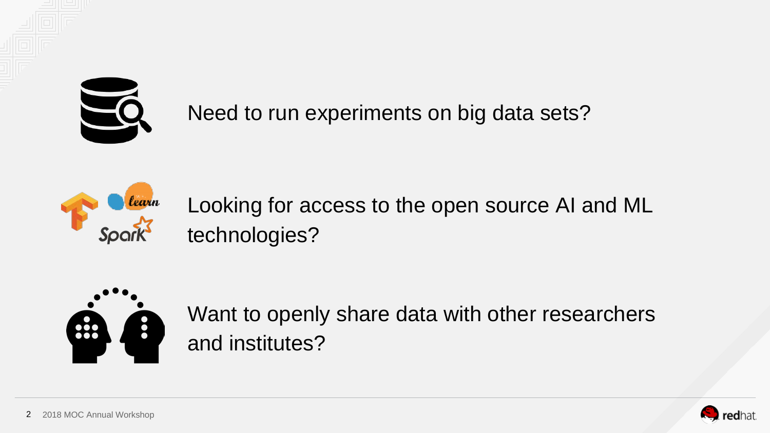Need to run experiments on big data sets?

Looking for access to the open source AI and ML technologies?

Want to openly share data with other researchers and institutes?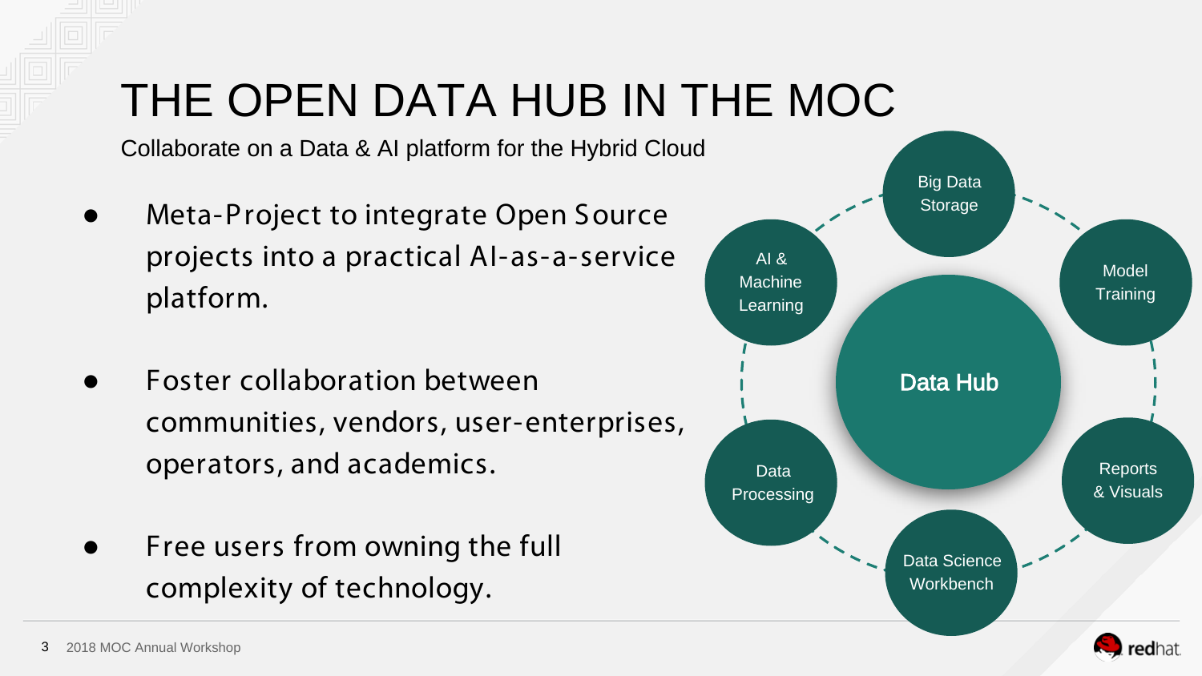# THE OPEN DATA HUB IN THE MOC

Collaborate on a Data & AI platform for the Hybrid Cloud

- Meta-Project to integrate Open Source projects into a practical AI-as-a-service platform.
- Foster collaboration between communities, vendors, user-enterprises, operators, and academics.
- Free users from owning the full complexity of technology.

Data Hub

Big Data Storage

Model Training

Reports & Visuals

Data Science Workbench

Data Processing

AI & Machine Learning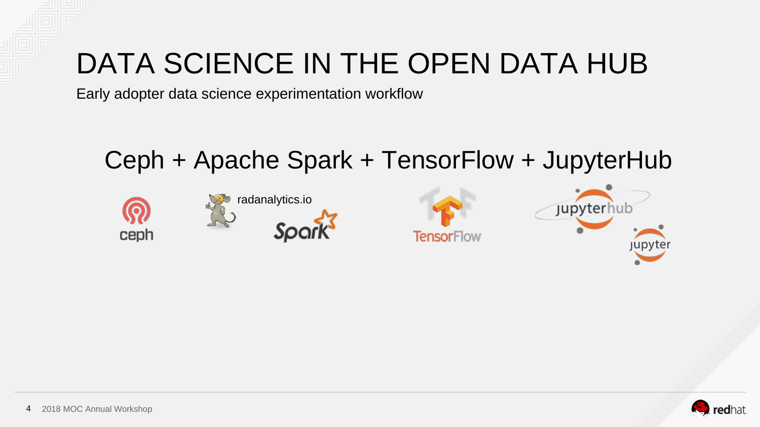# DATA SCIENCE IN THE OPEN DATA HUB

Early adopter data science experimentation workflow

## Ceph + Apache Spark + TensorFlow + JupyterHub

radanalytics.io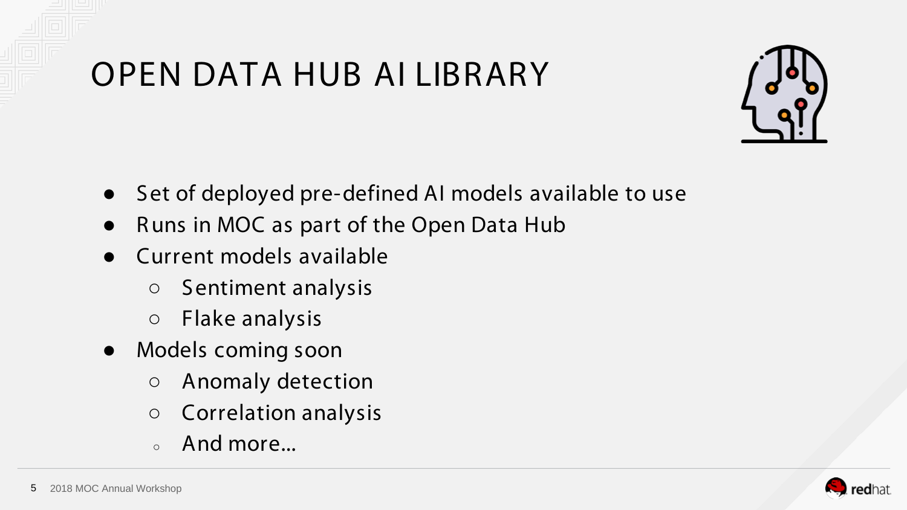# OPEN DATA HUB AI LIBRARY

- Set of deployed pre-defined AI models available to use
- Runs in MOC as part of the Open Data Hub
- Current models available
  - Sentiment analysis
  - Flake analysis
- Models coming soon
  - Anomaly detection
  - Correlation analysis
  - And more...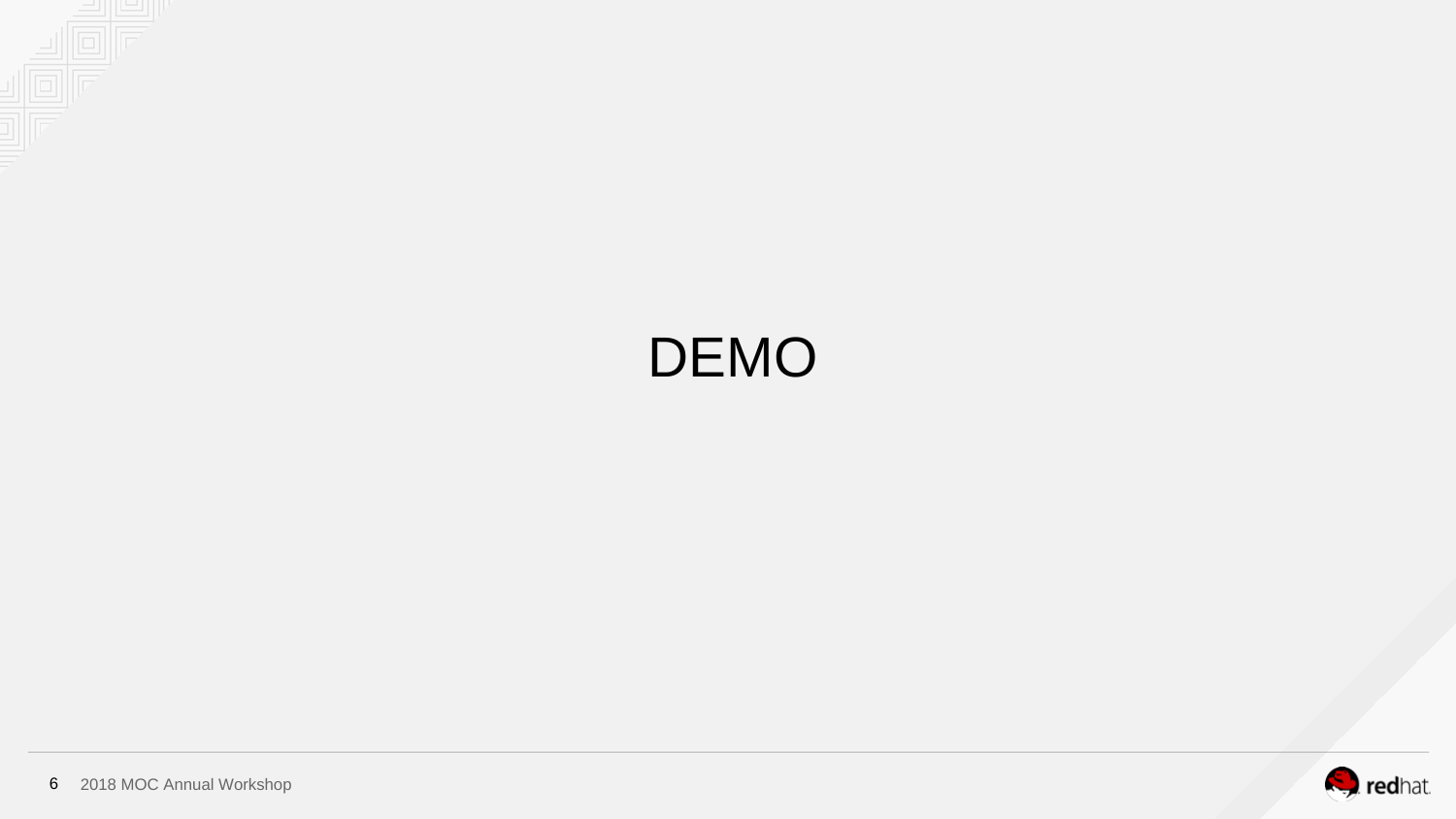# DEMO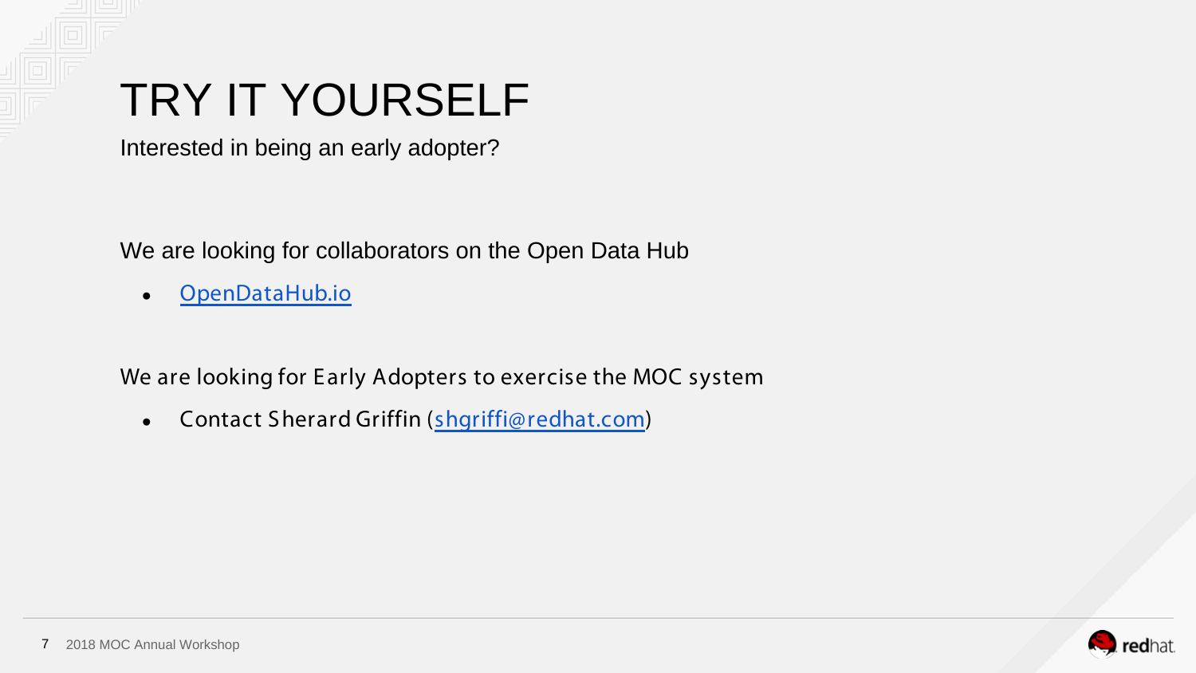# TRY IT YOURSELF

Interested in being an early adopter?

We are looking for collaborators on the Open Data Hub

- OpenDataHub.io

We are looking for Early Adopters to exercise the MOC system

- Contact Sherard Griffin (shgriffi@redhat.com)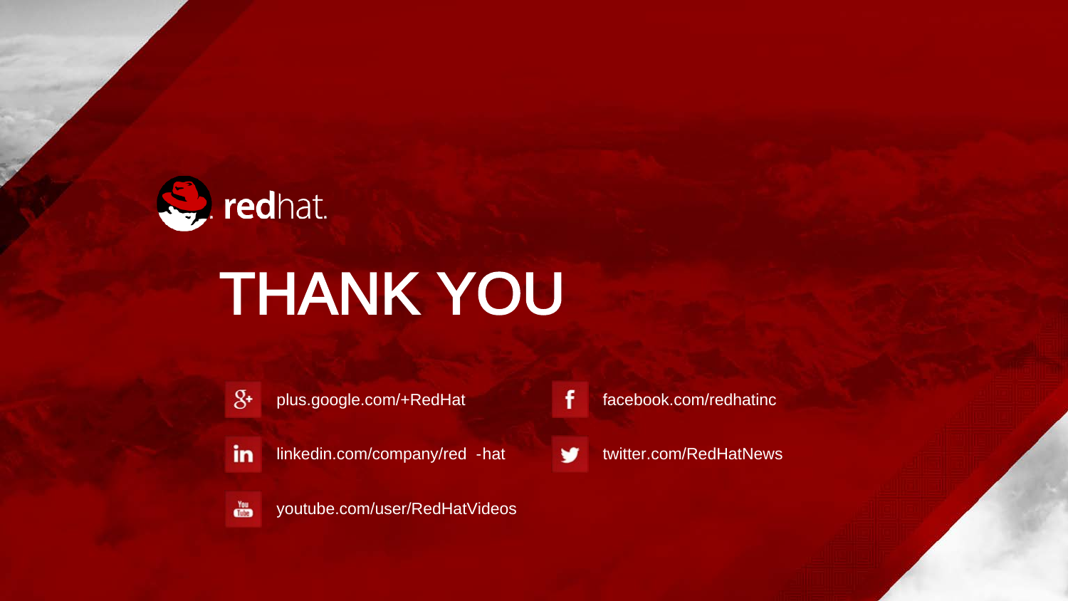redhat.

# THANK YOU

plus.google.com/+RedHat

linkedin.com/company/red -hat

youtube.com/user/RedHatVideos

facebook.com/redhatinc

twitter.com/RedHatNews